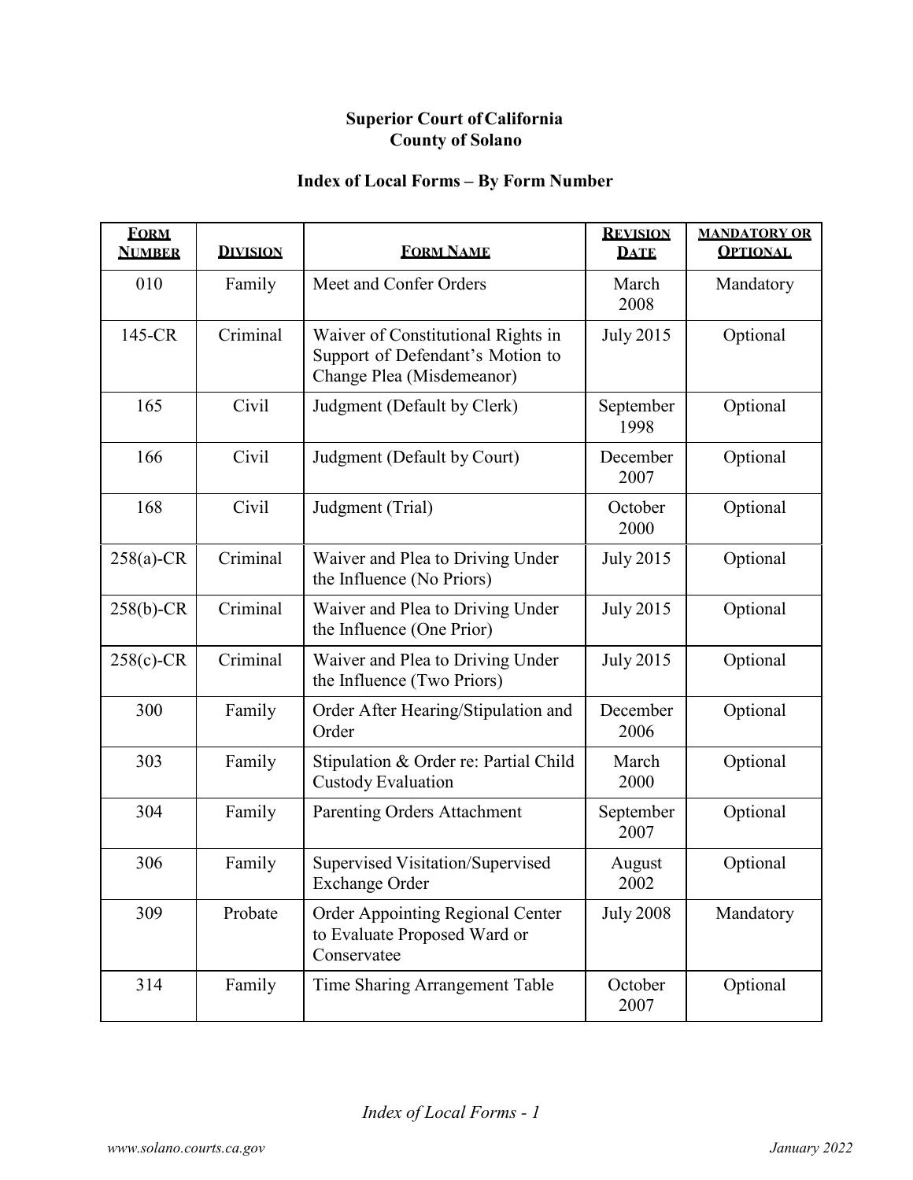**Superior Court of California**
**County of Solano**

## Index of Local Forms – By Form Number

| Form Number | Division | Form Name | Revision Date | Mandatory or Optional |
|---|---|---|---|---|
| 010 | Family | Meet and Confer Orders | March 2008 | Mandatory |
| 145-CR | Criminal | Waiver of Constitutional Rights in Support of Defendant's Motion to Change Plea (Misdemeanor) | July 2015 | Optional |
| 165 | Civil | Judgment (Default by Clerk) | September 1998 | Optional |
| 166 | Civil | Judgment (Default by Court) | December 2007 | Optional |
| 168 | Civil | Judgment (Trial) | October 2000 | Optional |
| 258(a)-CR | Criminal | Waiver and Plea to Driving Under the Influence (No Priors) | July 2015 | Optional |
| 258(b)-CR | Criminal | Waiver and Plea to Driving Under the Influence (One Prior) | July 2015 | Optional |
| 258(c)-CR | Criminal | Waiver and Plea to Driving Under the Influence (Two Priors) | July 2015 | Optional |
| 300 | Family | Order After Hearing/Stipulation and Order | December 2006 | Optional |
| 303 | Family | Stipulation & Order re: Partial Child Custody Evaluation | March 2000 | Optional |
| 304 | Family | Parenting Orders Attachment | September 2007 | Optional |
| 306 | Family | Supervised Visitation/Supervised Exchange Order | August 2002 | Optional |
| 309 | Probate | Order Appointing Regional Center to Evaluate Proposed Ward or Conservatee | July 2008 | Mandatory |
| 314 | Family | Time Sharing Arrangement Table | October 2007 | Optional |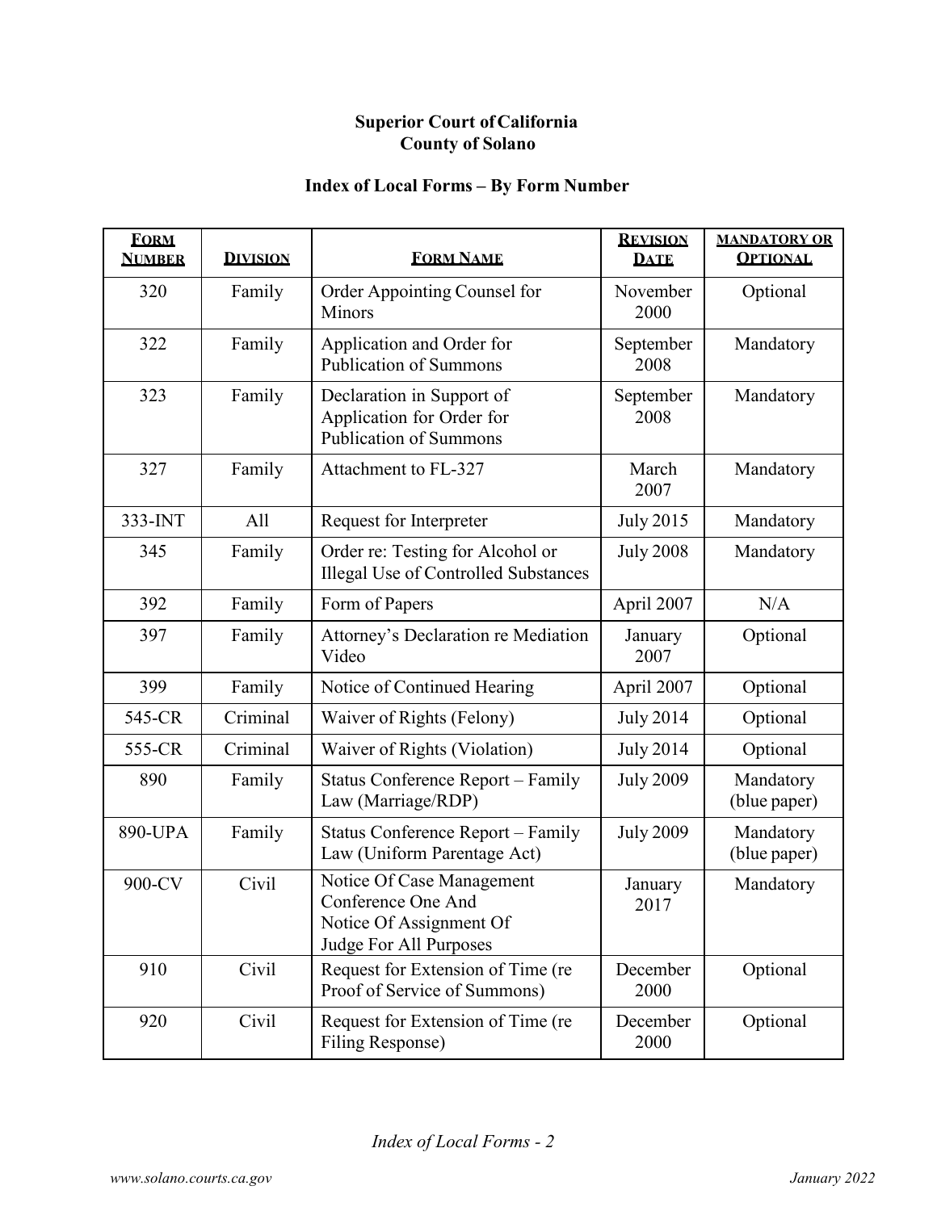**Superior Court of California**
**County of Solano**

**Index of Local Forms – By Form Number**

| FORM NUMBER | DIVISION | FORM NAME | REVISION DATE | MANDATORY OR OPTIONAL |
|---|---|---|---|---|
| 320 | Family | Order Appointing Counsel for Minors | November 2000 | Optional |
| 322 | Family | Application and Order for Publication of Summons | September 2008 | Mandatory |
| 323 | Family | Declaration in Support of Application for Order for Publication of Summons | September 2008 | Mandatory |
| 327 | Family | Attachment to FL-327 | March 2007 | Mandatory |
| 333-INT | All | Request for Interpreter | July 2015 | Mandatory |
| 345 | Family | Order re: Testing for Alcohol or Illegal Use of Controlled Substances | July 2008 | Mandatory |
| 392 | Family | Form of Papers | April 2007 | N/A |
| 397 | Family | Attorney's Declaration re Mediation Video | January 2007 | Optional |
| 399 | Family | Notice of Continued Hearing | April 2007 | Optional |
| 545-CR | Criminal | Waiver of Rights (Felony) | July 2014 | Optional |
| 555-CR | Criminal | Waiver of Rights (Violation) | July 2014 | Optional |
| 890 | Family | Status Conference Report – Family Law (Marriage/RDP) | July 2009 | Mandatory (blue paper) |
| 890-UPA | Family | Status Conference Report – Family Law (Uniform Parentage Act) | July 2009 | Mandatory (blue paper) |
| 900-CV | Civil | Notice Of Case Management Conference One And Notice Of Assignment Of Judge For All Purposes | January 2017 | Mandatory |
| 910 | Civil | Request for Extension of Time (re Proof of Service of Summons) | December 2000 | Optional |
| 920 | Civil | Request for Extension of Time (re Filing Response) | December 2000 | Optional |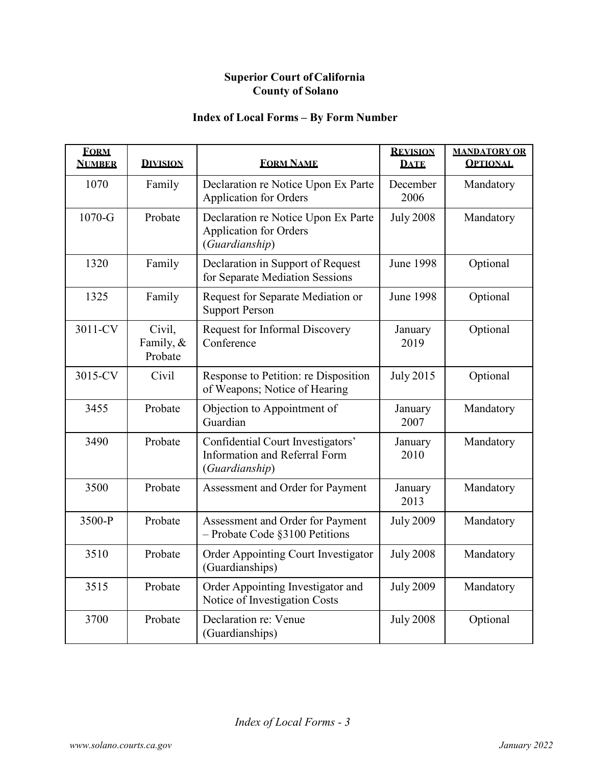**Superior Court of California**
**County of Solano**

**Index of Local Forms – By Form Number**

| Form Number | Division | Form Name | Revision Date | Mandatory or Optional |
|---|---|---|---|---|
| 1070 | Family | Declaration re Notice Upon Ex Parte Application for Orders | December 2006 | Mandatory |
| 1070-G | Probate | Declaration re Notice Upon Ex Parte Application for Orders (*Guardianship*) | July 2008 | Mandatory |
| 1320 | Family | Declaration in Support of Request for Separate Mediation Sessions | June 1998 | Optional |
| 1325 | Family | Request for Separate Mediation or Support Person | June 1998 | Optional |
| 3011-CV | Civil, Family, & Probate | Request for Informal Discovery Conference | January 2019 | Optional |
| 3015-CV | Civil | Response to Petition: re Disposition of Weapons; Notice of Hearing | July 2015 | Optional |
| 3455 | Probate | Objection to Appointment of Guardian | January 2007 | Mandatory |
| 3490 | Probate | Confidential Court Investigators' Information and Referral Form (*Guardianship*) | January 2010 | Mandatory |
| 3500 | Probate | Assessment and Order for Payment | January 2013 | Mandatory |
| 3500-P | Probate | Assessment and Order for Payment – Probate Code §3100 Petitions | July 2009 | Mandatory |
| 3510 | Probate | Order Appointing Court Investigator (Guardianships) | July 2008 | Mandatory |
| 3515 | Probate | Order Appointing Investigator and Notice of Investigation Costs | July 2009 | Mandatory |
| 3700 | Probate | Declaration re: Venue (Guardianships) | July 2008 | Optional |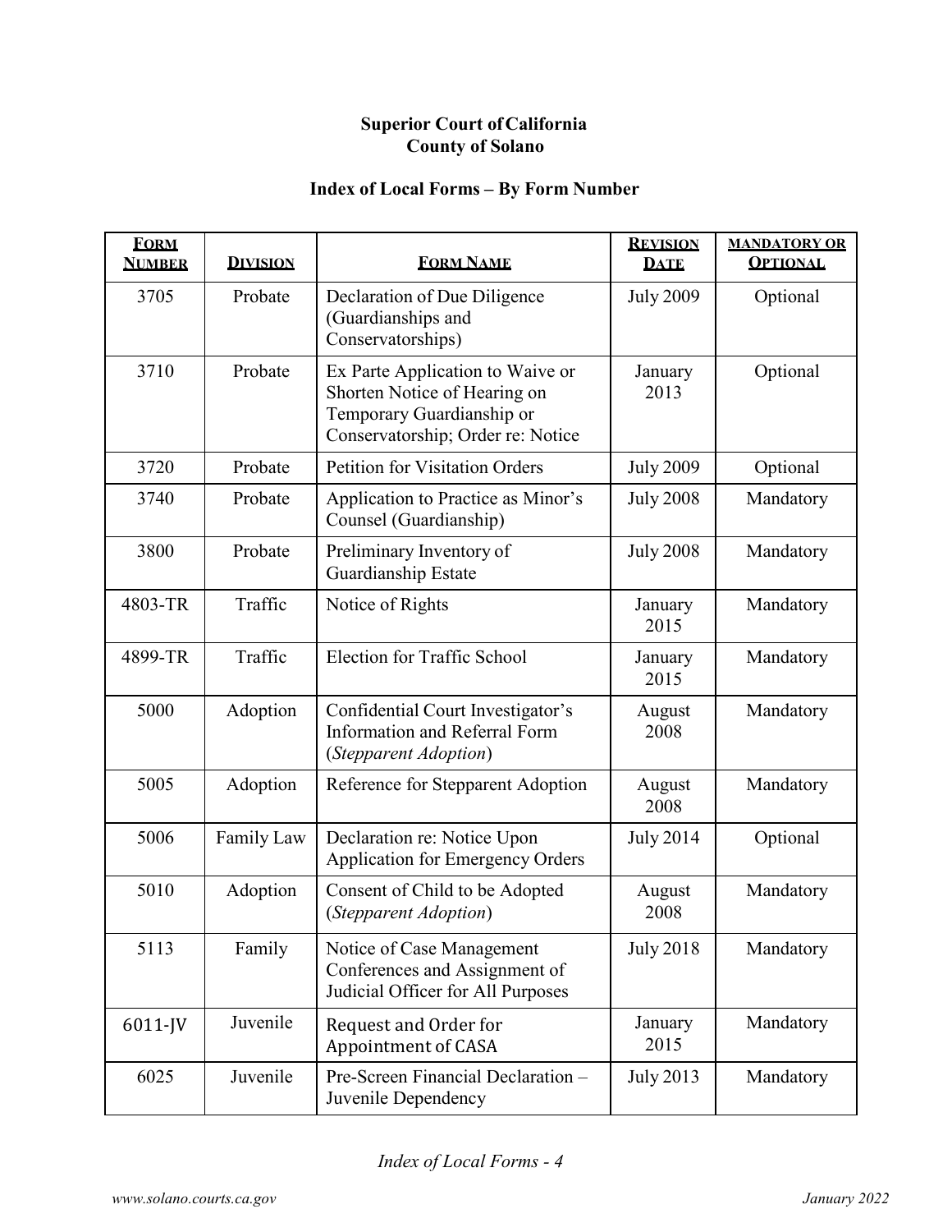**Superior Court of California**
**County of Solano**

**Index of Local Forms – By Form Number**

| FORM NUMBER | DIVISION | FORM NAME | REVISION DATE | MANDATORY OR OPTIONAL |
|---|---|---|---|---|
| 3705 | Probate | Declaration of Due Diligence (Guardianships and Conservatorships) | July 2009 | Optional |
| 3710 | Probate | Ex Parte Application to Waive or Shorten Notice of Hearing on Temporary Guardianship or Conservatorship; Order re: Notice | January 2013 | Optional |
| 3720 | Probate | Petition for Visitation Orders | July 2009 | Optional |
| 3740 | Probate | Application to Practice as Minor's Counsel (Guardianship) | July 2008 | Mandatory |
| 3800 | Probate | Preliminary Inventory of Guardianship Estate | July 2008 | Mandatory |
| 4803-TR | Traffic | Notice of Rights | January 2015 | Mandatory |
| 4899-TR | Traffic | Election for Traffic School | January 2015 | Mandatory |
| 5000 | Adoption | Confidential Court Investigator's Information and Referral Form (*Stepparent Adoption*) | August 2008 | Mandatory |
| 5005 | Adoption | Reference for Stepparent Adoption | August 2008 | Mandatory |
| 5006 | Family Law | Declaration re: Notice Upon Application for Emergency Orders | July 2014 | Optional |
| 5010 | Adoption | Consent of Child to be Adopted (*Stepparent Adoption*) | August 2008 | Mandatory |
| 5113 | Family | Notice of Case Management Conferences and Assignment of Judicial Officer for All Purposes | July 2018 | Mandatory |
| 6011-JV | Juvenile | Request and Order for Appointment of CASA | January 2015 | Mandatory |
| 6025 | Juvenile | Pre-Screen Financial Declaration – Juvenile Dependency | July 2013 | Mandatory |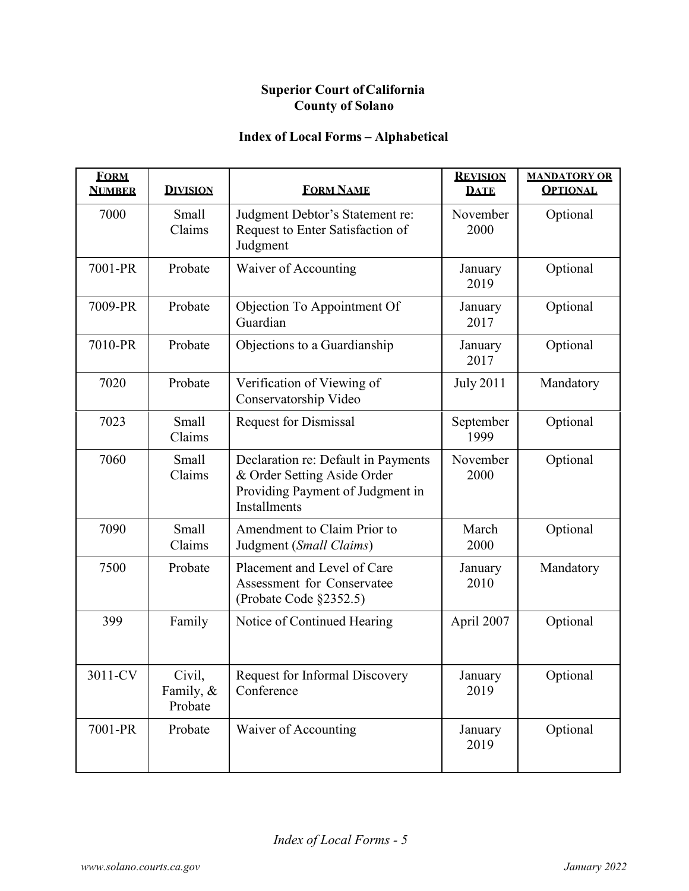**Superior Court of California**
**County of Solano**

**Index of Local Forms – Alphabetical**

| FORM NUMBER | DIVISION | FORM NAME | REVISION DATE | MANDATORY OR OPTIONAL |
|---|---|---|---|---|
| 7000 | Small Claims | Judgment Debtor's Statement re: Request to Enter Satisfaction of Judgment | November 2000 | Optional |
| 7001-PR | Probate | Waiver of Accounting | January 2019 | Optional |
| 7009-PR | Probate | Objection To Appointment Of Guardian | January 2017 | Optional |
| 7010-PR | Probate | Objections to a Guardianship | January 2017 | Optional |
| 7020 | Probate | Verification of Viewing of Conservatorship Video | July 2011 | Mandatory |
| 7023 | Small Claims | Request for Dismissal | September 1999 | Optional |
| 7060 | Small Claims | Declaration re: Default in Payments & Order Setting Aside Order Providing Payment of Judgment in Installments | November 2000 | Optional |
| 7090 | Small Claims | Amendment to Claim Prior to Judgment (*Small Claims*) | March 2000 | Optional |
| 7500 | Probate | Placement and Level of Care Assessment for Conservatee (Probate Code §2352.5) | January 2010 | Mandatory |
| 399 | Family | Notice of Continued Hearing | April 2007 | Optional |
| 3011-CV | Civil, Family, & Probate | Request for Informal Discovery Conference | January 2019 | Optional |
| 7001-PR | Probate | Waiver of Accounting | January 2019 | Optional |

*Index of Local Forms - 5*

www.solano.courts.ca.gov — January 2022